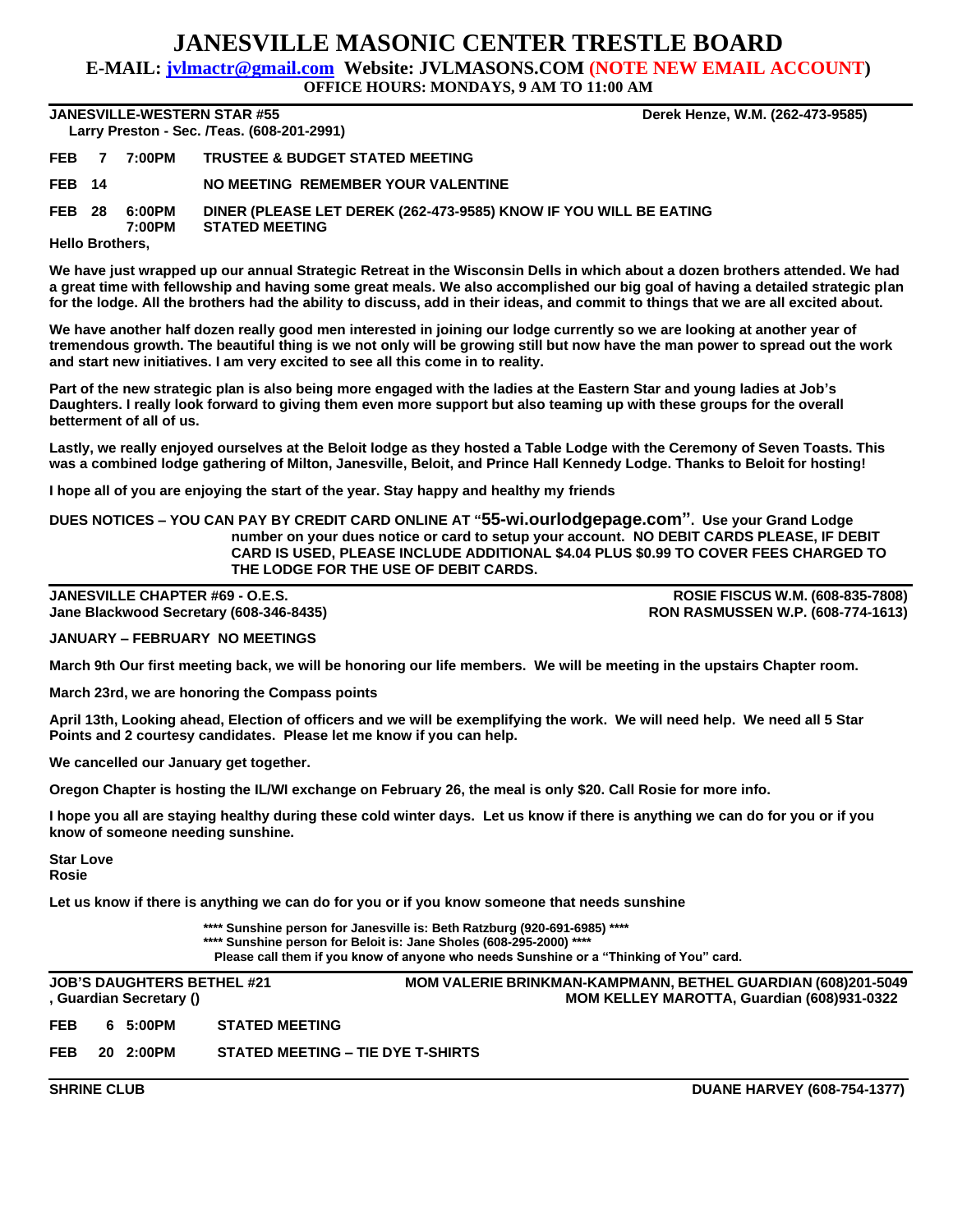# JANESVILLE MASONIC CENTER TRESTLE BOARD

**E-MAIL: [jvlmactr@gmail.com](mailto:jvlmactr@gmail.com) Website: JVLMASONS.COM (NOTE NEW EMAIL ACCOUNT)**

**OFFICE HOURS: MONDAYS, 9 AM TO 11:00 AM**

---

**JANESVILLE-WESTERN STAR #55** — **Derek Henze, W.M. (262-473-9585)**
**Larry Preston - Sec. /Teas. (608-201-2991)**

**FEB 7 7:00PM TRUSTEE & BUDGET STATED MEETING**

**FEB 14 NO MEETING REMEMBER YOUR VALENTINE**

**FEB 28 6:00PM DINER (PLEASE LET DEREK (262-473-9585) KNOW IF YOU WILL BE EATING**
**7:00PM STATED MEETING**

**Hello Brothers,**

**We have just wrapped up our annual Strategic Retreat in the Wisconsin Dells in which about a dozen brothers attended. We had a great time with fellowship and having some great meals. We also accomplished our big goal of having a detailed strategic plan for the lodge. All the brothers had the ability to discuss, add in their ideas, and commit to things that we are all excited about.**

**We have another half dozen really good men interested in joining our lodge currently so we are looking at another year of tremendous growth. The beautiful thing is we not only will be growing still but now have the man power to spread out the work and start new initiatives. I am very excited to see all this come in to reality.**

**Part of the new strategic plan is also being more engaged with the ladies at the Eastern Star and young ladies at Job's Daughters. I really look forward to giving them even more support but also teaming up with these groups for the overall betterment of all of us.**

**Lastly, we really enjoyed ourselves at the Beloit lodge as they hosted a Table Lodge with the Ceremony of Seven Toasts. This was a combined lodge gathering of Milton, Janesville, Beloit, and Prince Hall Kennedy Lodge. Thanks to Beloit for hosting!**

**I hope all of you are enjoying the start of the year. Stay happy and healthy my friends**

**DUES NOTICES – YOU CAN PAY BY CREDIT CARD ONLINE AT "55-wi.ourlodgepage.com". Use your Grand Lodge number on your dues notice or card to setup your account. NO DEBIT CARDS PLEASE, IF DEBIT CARD IS USED, PLEASE INCLUDE ADDITIONAL $4.04 PLUS $0.99 TO COVER FEES CHARGED TO THE LODGE FOR THE USE OF DEBIT CARDS.**

---

**JANESVILLE CHAPTER #69 - O.E.S.** — **ROSIE FISCUS W.M. (608-835-7808)**
**Jane Blackwood Secretary (608-346-8435)** — **RON RASMUSSEN W.P. (608-774-1613)**

**JANUARY – FEBRUARY NO MEETINGS**

**March 9th Our first meeting back, we will be honoring our life members. We will be meeting in the upstairs Chapter room.**

**March 23rd, we are honoring the Compass points**

**April 13th, Looking ahead, Election of officers and we will be exemplifying the work. We will need help. We need all 5 Star Points and 2 courtesy candidates. Please let me know if you can help.**

**We cancelled our January get together.**

**Oregon Chapter is hosting the IL/WI exchange on February 26, the meal is only $20. Call Rosie for more info.**

**I hope you all are staying healthy during these cold winter days. Let us know if there is anything we can do for you or if you know of someone needing sunshine.**

**Star Love**
**Rosie**

**Let us know if there is anything we can do for you or if you know someone that needs sunshine**

**\*\*\*\* Sunshine person for Janesville is: Beth Ratzburg (920-691-6985) \*\*\*\***
**\*\*\*\* Sunshine person for Beloit is: Jane Sholes (608-295-2000) \*\*\*\***
**Please call them if you know of anyone who needs Sunshine or a "Thinking of You" card.**

---

**JOB'S DAUGHTERS BETHEL #21** — **MOM VALERIE BRINKMAN-KAMPMANN, BETHEL GUARDIAN (608)201-5049**
**, Guardian Secretary ()** — **MOM KELLEY MAROTTA, Guardian (608)931-0322**

**FEB 6 5:00PM STATED MEETING**

**FEB 20 2:00PM STATED MEETING – TIE DYE T-SHIRTS**

---

**SHRINE CLUB** — **DUANE HARVEY (608-754-1377)**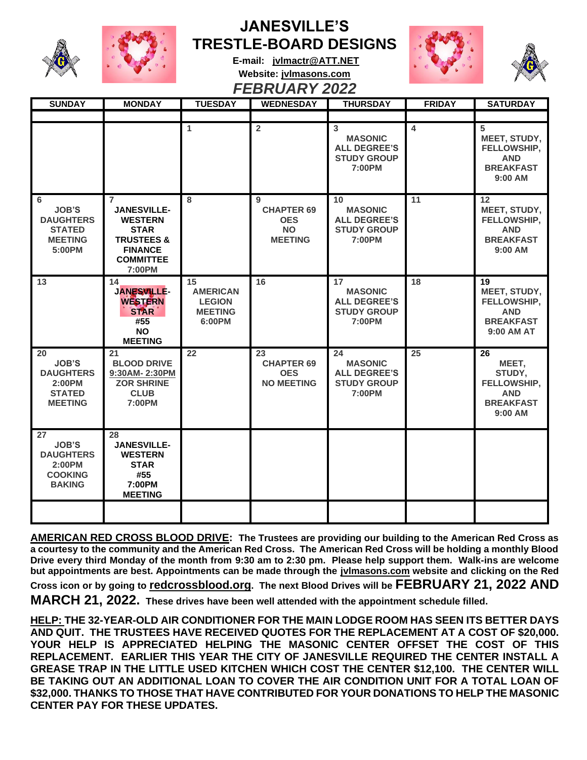# JANESVILLE'S TRESTLE-BOARD DESIGNS

**E-mail: jvlmactr@ATT.NET**

**Website: jvlmasons.com**

## *FEBRUARY 2022*

| SUNDAY | MONDAY | TUESDAY | WEDNESDAY | THURSDAY | FRIDAY | SATURDAY |
|---|---|---|---|---|---|---|
| | | 1 | 2 | 3 MASONIC ALL DEGREE'S STUDY GROUP 7:00PM | 4 | 5 MEET, STUDY, FELLOWSHIP, AND BREAKFAST 9:00 AM |
| 6 JOB'S DAUGHTERS STATED MEETING 5:00PM | 7 JANESVILLE-WESTERN STAR TRUSTEES & FINANCE COMMITTEE 7:00PM | 8 | 9 CHAPTER 69 OES NO MEETING | 10 MASONIC ALL DEGREE'S STUDY GROUP 7:00PM | 11 | 12 MEET, STUDY, FELLOWSHIP, AND BREAKFAST 9:00 AM |
| 13 | 14 JANESVILLE-WESTERN STAR #55 NO MEETING | 15 AMERICAN LEGION MEETING 6:00PM | 16 | 17 MASONIC ALL DEGREE'S STUDY GROUP 7:00PM | 18 | 19 MEET, STUDY, FELLOWSHIP, AND BREAKFAST 9:00 AM AT |
| 20 JOB'S DAUGHTERS 2:00PM STATED MEETING | 21 BLOOD DRIVE 9:30AM- 2:30PM ZOR SHRINE CLUB 7:00PM | 22 | 23 CHAPTER 69 OES NO MEETING | 24 MASONIC ALL DEGREE'S STUDY GROUP 7:00PM | 25 | 26 MEET, STUDY, FELLOWSHIP, AND BREAKFAST 9:00 AM |
| 27 JOB'S DAUGHTERS 2:00PM COOKING BAKING | 28 JANESVILLE-WESTERN STAR #55 7:00PM MEETING | | | | | |

**AMERICAN RED CROSS BLOOD DRIVE: The Trustees are providing our building to the American Red Cross as a courtesy to the community and the American Red Cross. The American Red Cross will be holding a monthly Blood Drive every third Monday of the month from 9:30 am to 2:30 pm. Please help support them. Walk-ins are welcome but appointments are best. Appointments can be made through the jvlmasons.com website and clicking on the Red Cross icon or by going to redcrossblood.org. The next Blood Drives will be FEBRUARY 21, 2022 AND MARCH 21, 2022. These drives have been well attended with the appointment schedule filled.**

**HELP: THE 32-YEAR-OLD AIR CONDITIONER FOR THE MAIN LODGE ROOM HAS SEEN ITS BETTER DAYS AND QUIT. THE TRUSTEES HAVE RECEIVED QUOTES FOR THE REPLACEMENT AT A COST OF $20,000. YOUR HELP IS APPRECIATED HELPING THE MASONIC CENTER OFFSET THE COST OF THIS REPLACEMENT. EARLIER THIS YEAR THE CITY OF JANESVILLE REQUIRED THE CENTER INSTALL A GREASE TRAP IN THE LITTLE USED KITCHEN WHICH COST THE CENTER $12,100. THE CENTER WILL BE TAKING OUT AN ADDITIONAL LOAN TO COVER THE AIR CONDITION UNIT FOR A TOTAL LOAN OF $32,000. THANKS TO THOSE THAT HAVE CONTRIBUTED FOR YOUR DONATIONS TO HELP THE MASONIC CENTER PAY FOR THESE UPDATES.**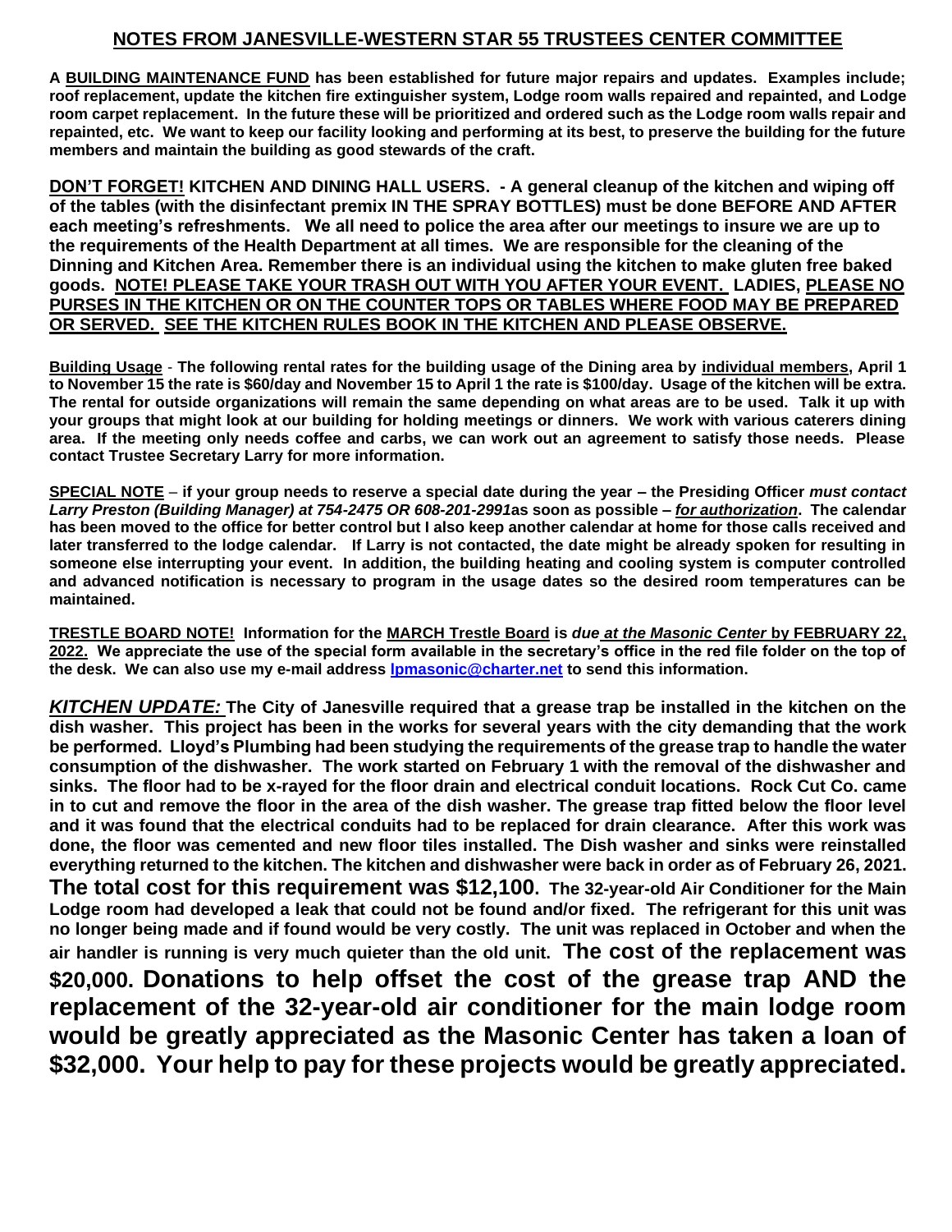## NOTES FROM JANESVILLE-WESTERN STAR 55 TRUSTEES CENTER COMMITTEE

**A BUILDING MAINTENANCE FUND has been established for future major repairs and updates. Examples include; roof replacement, update the kitchen fire extinguisher system, Lodge room walls repaired and repainted, and Lodge room carpet replacement. In the future these will be prioritized and ordered such as the Lodge room walls repair and repainted, etc. We want to keep our facility looking and performing at its best, to preserve the building for the future members and maintain the building as good stewards of the craft.**

**DON'T FORGET! KITCHEN AND DINING HALL USERS. - A general cleanup of the kitchen and wiping off of the tables (with the disinfectant premix IN THE SPRAY BOTTLES) must be done BEFORE AND AFTER each meeting's refreshments. We all need to police the area after our meetings to insure we are up to the requirements of the Health Department at all times. We are responsible for the cleaning of the Dinning and Kitchen Area. Remember there is an individual using the kitchen to make gluten free baked goods. NOTE! PLEASE TAKE YOUR TRASH OUT WITH YOU AFTER YOUR EVENT. LADIES, PLEASE NO PURSES IN THE KITCHEN OR ON THE COUNTER TOPS OR TABLES WHERE FOOD MAY BE PREPARED OR SERVED. SEE THE KITCHEN RULES BOOK IN THE KITCHEN AND PLEASE OBSERVE.**

**Building Usage - The following rental rates for the building usage of the Dining area by individual members, April 1 to November 15 the rate is $60/day and November 15 to April 1 the rate is $100/day. Usage of the kitchen will be extra. The rental for outside organizations will remain the same depending on what areas are to be used. Talk it up with your groups that might look at our building for holding meetings or dinners. We work with various caterers dining area. If the meeting only needs coffee and carbs, we can work out an agreement to satisfy those needs. Please contact Trustee Secretary Larry for more information.**

**SPECIAL NOTE – if your group needs to reserve a special date during the year – the Presiding Officer *must contact Larry Preston (Building Manager) at 754-2475 OR 608-201-2991* as soon as possible – *for authorization*. The calendar has been moved to the office for better control but I also keep another calendar at home for those calls received and later transferred to the lodge calendar. If Larry is not contacted, the date might be already spoken for resulting in someone else interrupting your event. In addition, the building heating and cooling system is computer controlled and advanced notification is necessary to program in the usage dates so the desired room temperatures can be maintained.**

**TRESTLE BOARD NOTE! Information for the MARCH Trestle Board is *due at the Masonic Center* by FEBRUARY 22, 2022. We appreciate the use of the special form available in the secretary's office in the red file folder on the top of the desk. We can also use my e-mail address lpmasonic@charter.net to send this information.**

***KITCHEN UPDATE:* The City of Janesville required that a grease trap be installed in the kitchen on the dish washer. This project has been in the works for several years with the city demanding that the work be performed. Lloyd's Plumbing had been studying the requirements of the grease trap to handle the water consumption of the dishwasher. The work started on February 1 with the removal of the dishwasher and sinks. The floor had to be x-rayed for the floor drain and electrical conduit locations. Rock Cut Co. came in to cut and remove the floor in the area of the dish washer. The grease trap fitted below the floor level and it was found that the electrical conduits had to be replaced for drain clearance. After this work was done, the floor was cemented and new floor tiles installed. The Dish washer and sinks were reinstalled everything returned to the kitchen. The kitchen and dishwasher were back in order as of February 26, 2021. The total cost for this requirement was $12,100. The 32-year-old Air Conditioner for the Main Lodge room had developed a leak that could not be found and/or fixed. The refrigerant for this unit was no longer being made and if found would be very costly. The unit was replaced in October and when the air handler is running is very much quieter than the old unit. The cost of the replacement was $20,000. Donations to help offset the cost of the grease trap AND the replacement of the 32-year-old air conditioner for the main lodge room would be greatly appreciated as the Masonic Center has taken a loan of $32,000. Your help to pay for these projects would be greatly appreciated.**